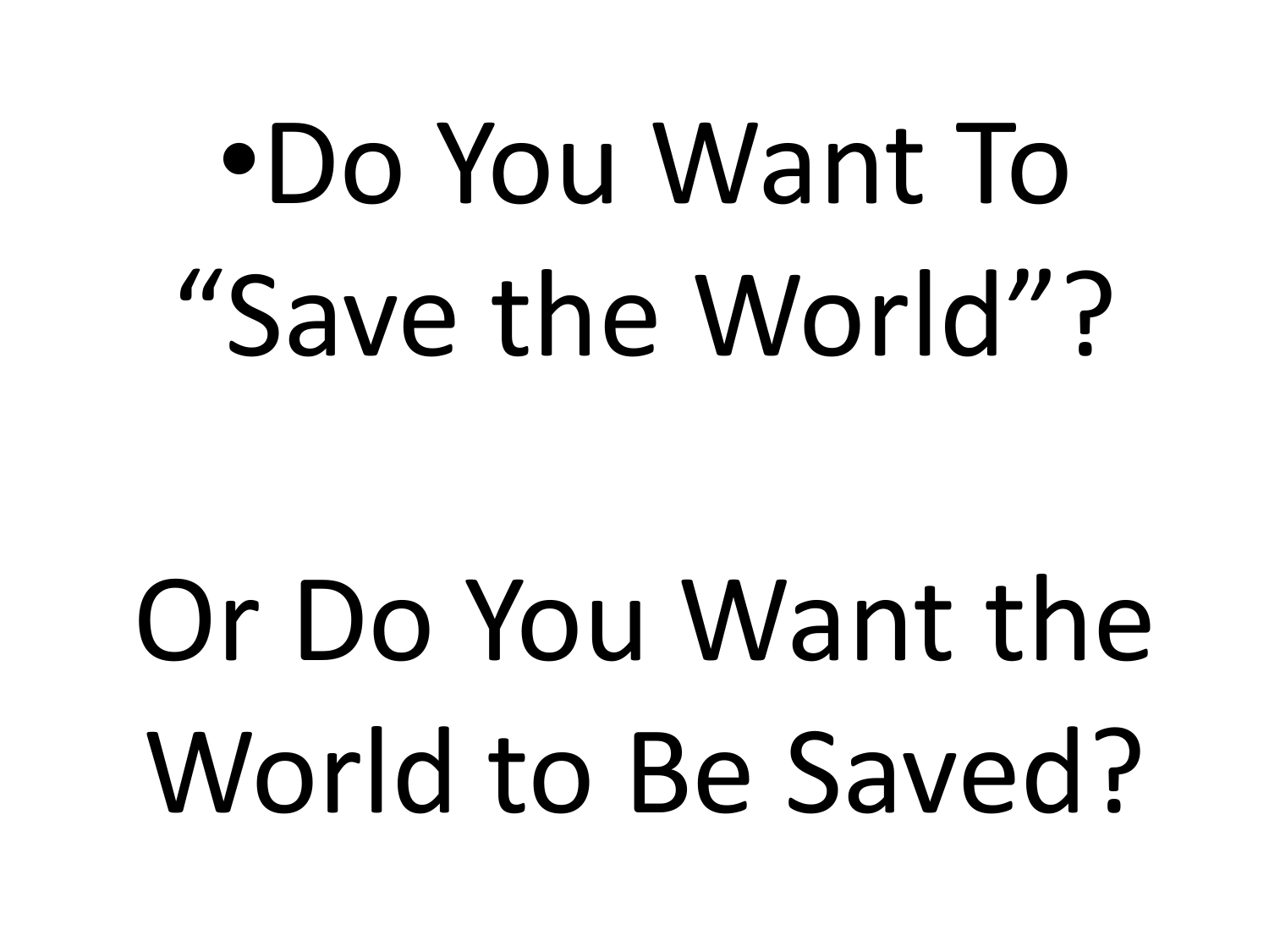- Do You Want To “Save the World”?

Or Do You Want the World to Be Saved?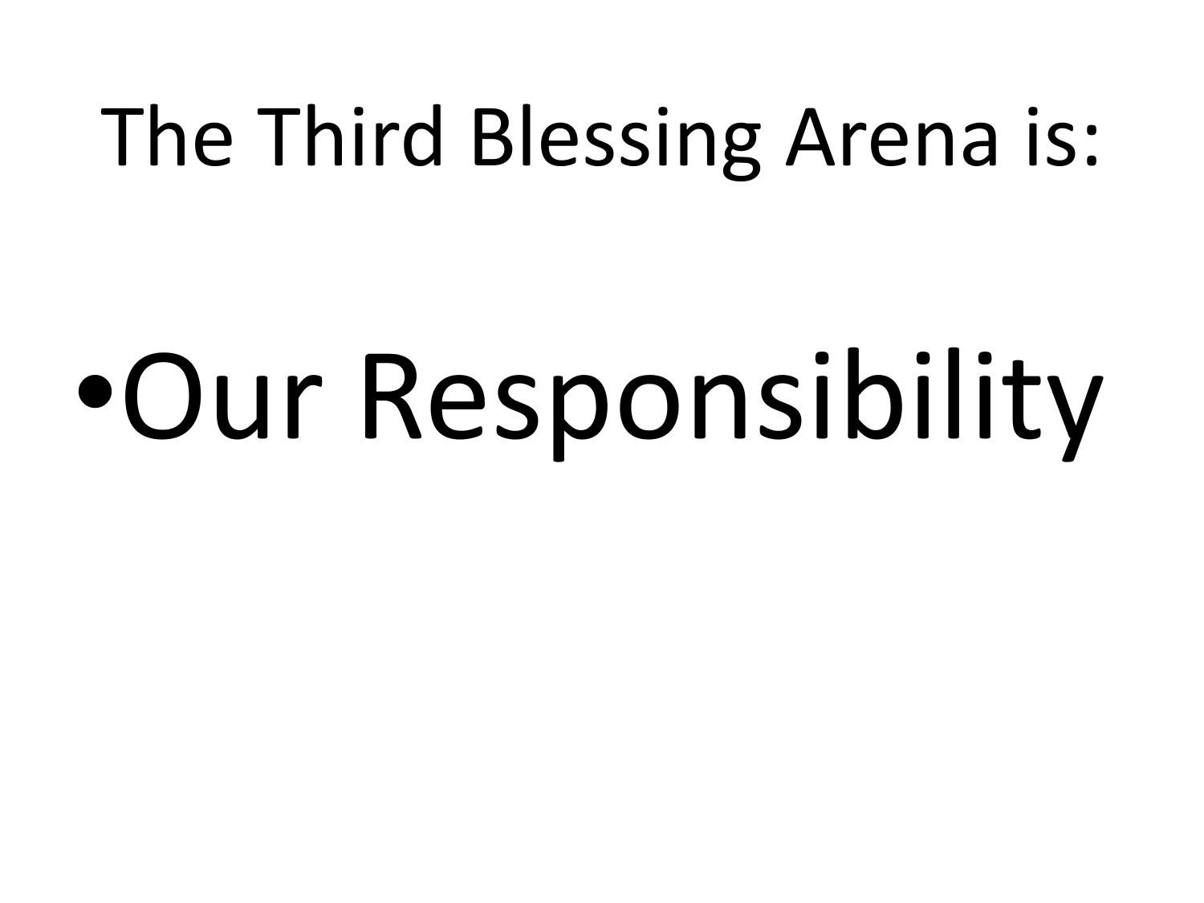# The Third Blessing Arena is:

- Our Responsibility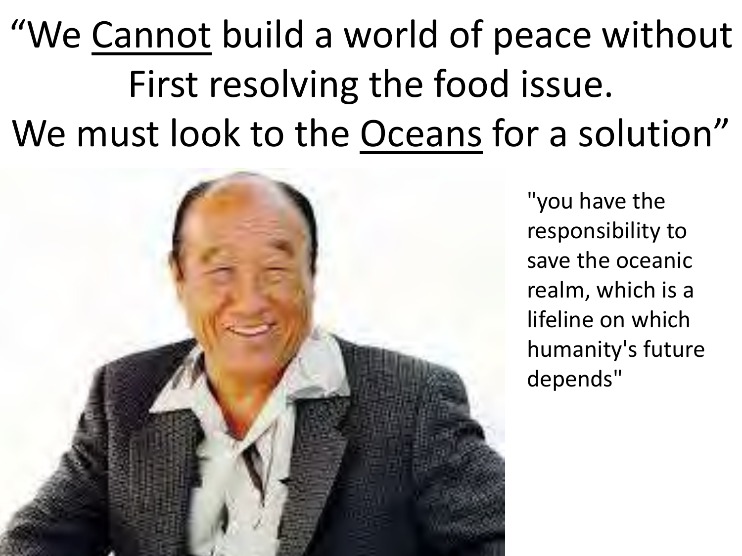"We <u>Cannot</u> build a world of peace without First resolving the food issue. We must look to the <u>Oceans</u> for a solution"

"you have the responsibility to save the oceanic realm, which is a lifeline on which humanity's future depends"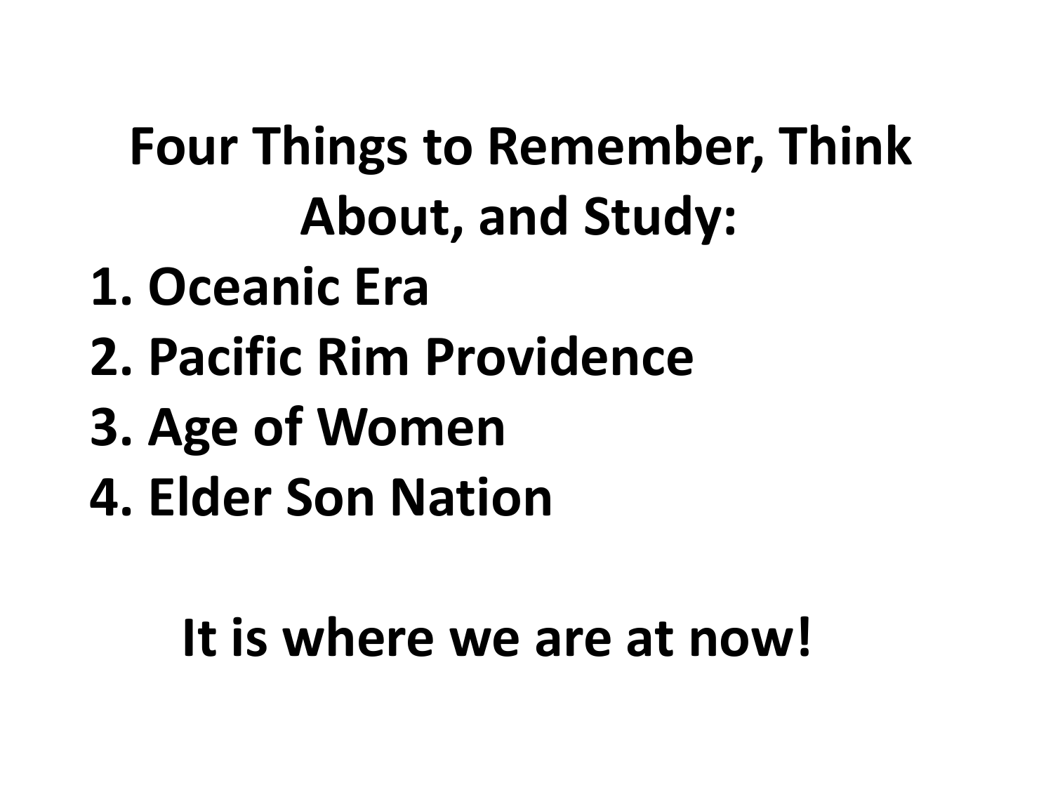**Four Things to Remember, Think About, and Study:**

1. **Oceanic Era**
2. **Pacific Rim Providence**
3. **Age of Women**
4. **Elder Son Nation**

**It is where we are at now!**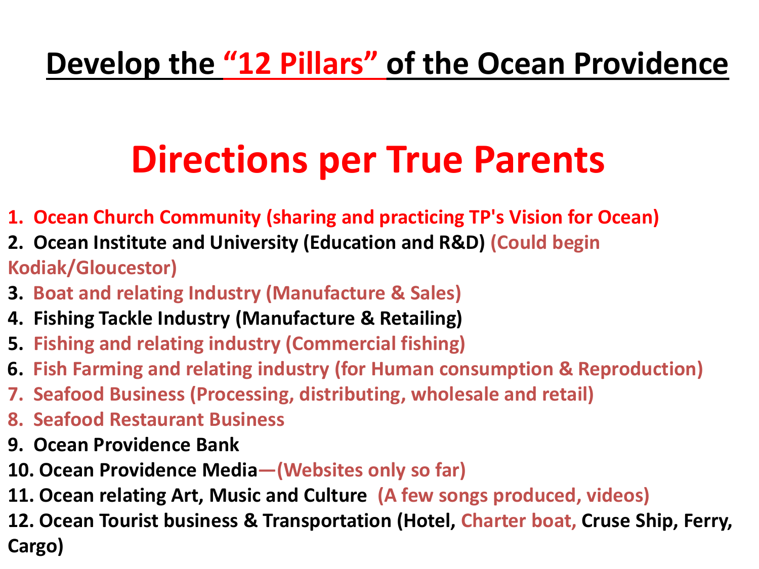# Develop the "12 Pillars" of the Ocean Providence

## Directions per True Parents

1. Ocean Church Community (sharing and practicing TP's Vision for Ocean)
2. Ocean Institute and University (Education and R&D) (Could begin Kodiak/Gloucestor)
3. Boat and relating Industry (Manufacture & Sales)
4. Fishing Tackle Industry (Manufacture & Retailing)
5. Fishing and relating industry (Commercial fishing)
6. Fish Farming and relating industry (for Human consumption & Reproduction)
7. Seafood Business (Processing, distributing, wholesale and retail)
8. Seafood Restaurant Business
9. Ocean Providence Bank
10. Ocean Providence Media—(Websites only so far)
11. Ocean relating Art, Music and Culture (A few songs produced, videos)
12. Ocean Tourist business & Transportation (Hotel, Charter boat, Cruse Ship, Ferry, Cargo)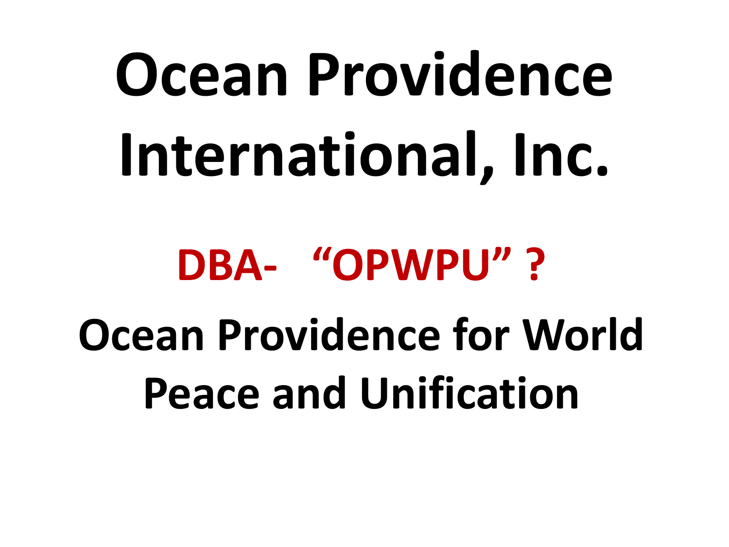# Ocean Providence International, Inc.

## DBA- "OPWPU" ?

## Ocean Providence for World Peace and Unification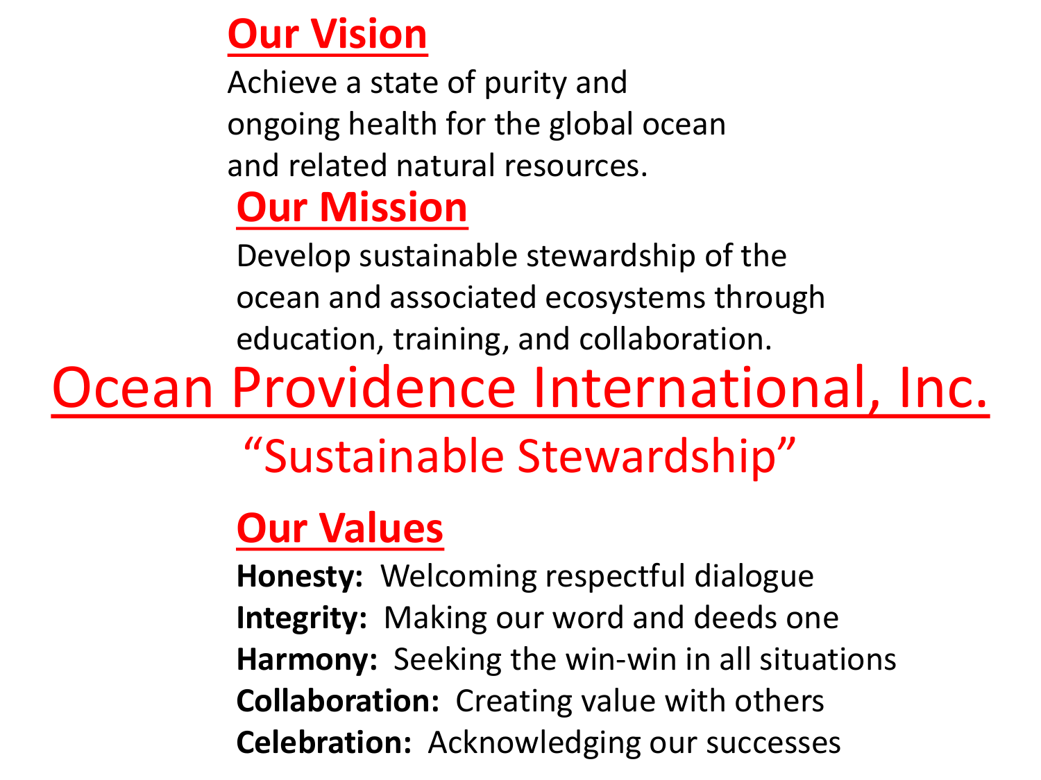## Our Vision

Achieve a state of purity and ongoing health for the global ocean and related natural resources.

## Our Mission

Develop sustainable stewardship of the ocean and associated ecosystems through education, training, and collaboration.

# Ocean Providence International, Inc.

"Sustainable Stewardship"

## Our Values

**Honesty:** Welcoming respectful dialogue
**Integrity:** Making our word and deeds one
**Harmony:** Seeking the win-win in all situations
**Collaboration:** Creating value with others
**Celebration:** Acknowledging our successes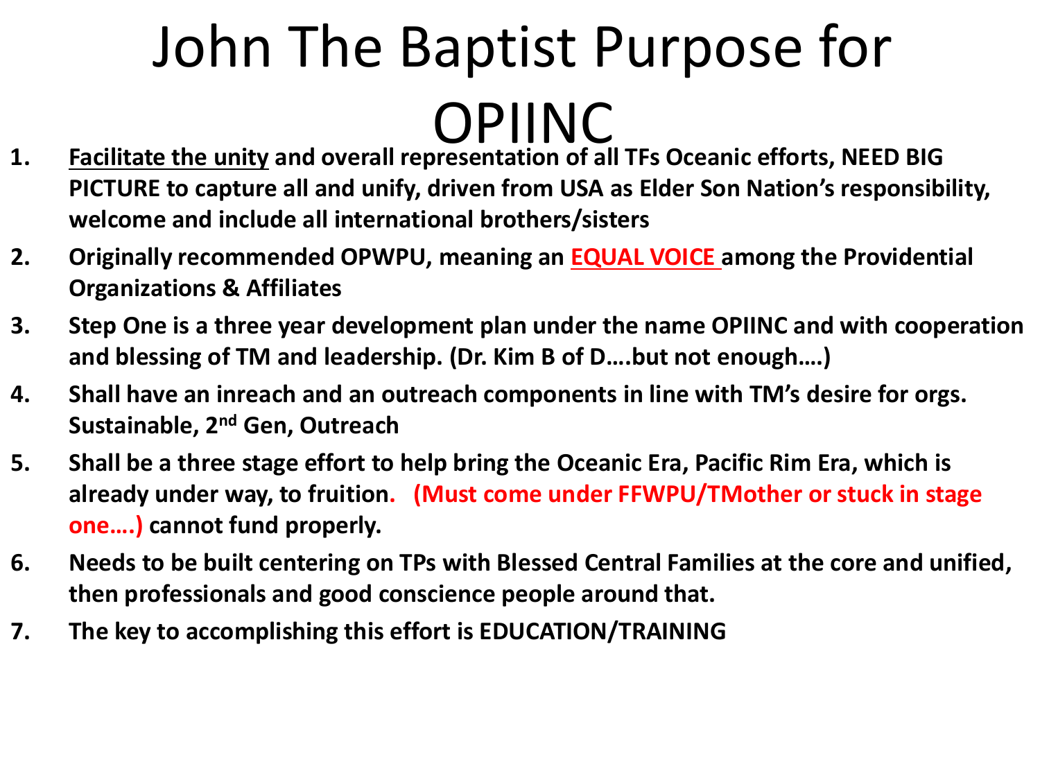# John The Baptist Purpose for OPIINC

1. **<u>Facilitate the unity</u> and overall representation of all TFs Oceanic efforts, NEED BIG PICTURE to capture all and unify, driven from USA as Elder Son Nation's responsibility, welcome and include all international brothers/sisters**
2. **Originally recommended OPWPU, meaning an <u>EQUAL VOICE</u> among the Providential Organizations & Affiliates**
3. **Step One is a three year development plan under the name OPIINC and with cooperation and blessing of TM and leadership. (Dr. Kim B of D….but not enough….)**
4. **Shall have an inreach and an outreach components in line with TM's desire for orgs. Sustainable, 2nd Gen, Outreach**
5. **Shall be a three stage effort to help bring the Oceanic Era, Pacific Rim Era, which is already under way, to fruition. (Must come under FFWPU/TMother or stuck in stage one….) cannot fund properly.**
6. **Needs to be built centering on TPs with Blessed Central Families at the core and unified, then professionals and good conscience people around that.**
7. **The key to accomplishing this effort is EDUCATION/TRAINING**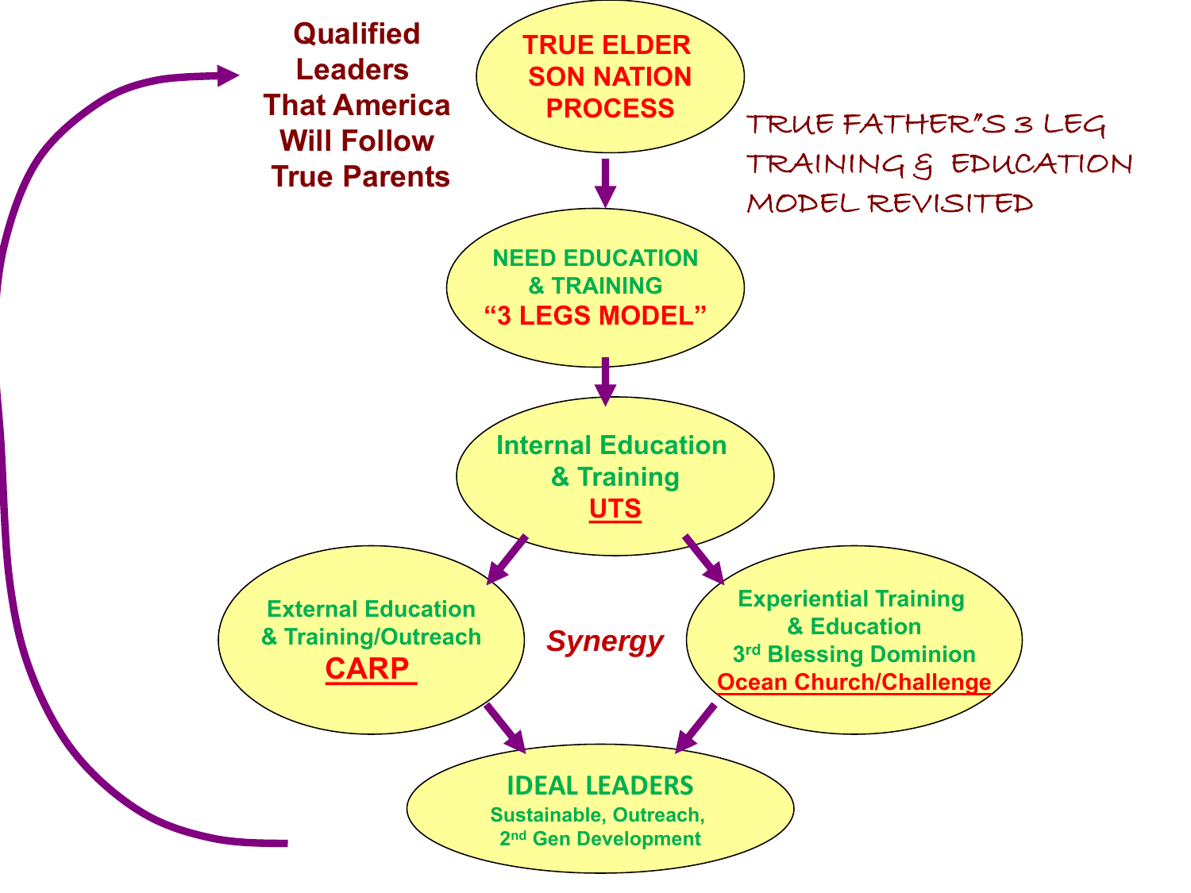## TRUE FATHER'S 3 LEG TRAINING & EDUCATION MODEL REVISITED

**TRUE ELDER SON NATION PROCESS**

↓

**NEED EDUCATION & TRAINING "3 LEGS MODEL"**

↓

**Internal Education & Training UTS**

↓

**External Education & Training/Outreach CARP**

***Synergy***

**Experiential Training & Education 3rd Blessing Dominion Ocean Church/Challenge**

↓

**IDEAL LEADERS**
Sustainable, Outreach, 2nd Gen Development

→ **Qualified Leaders That America Will Follow True Parents**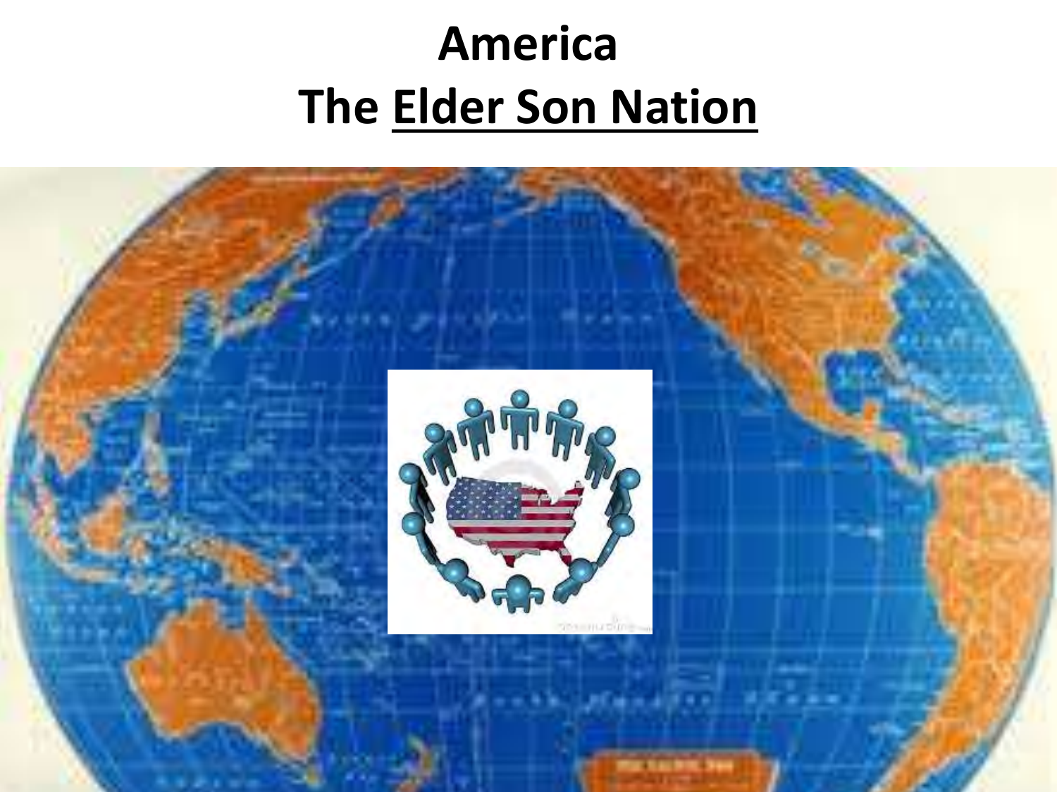# America

# The Elder Son Nation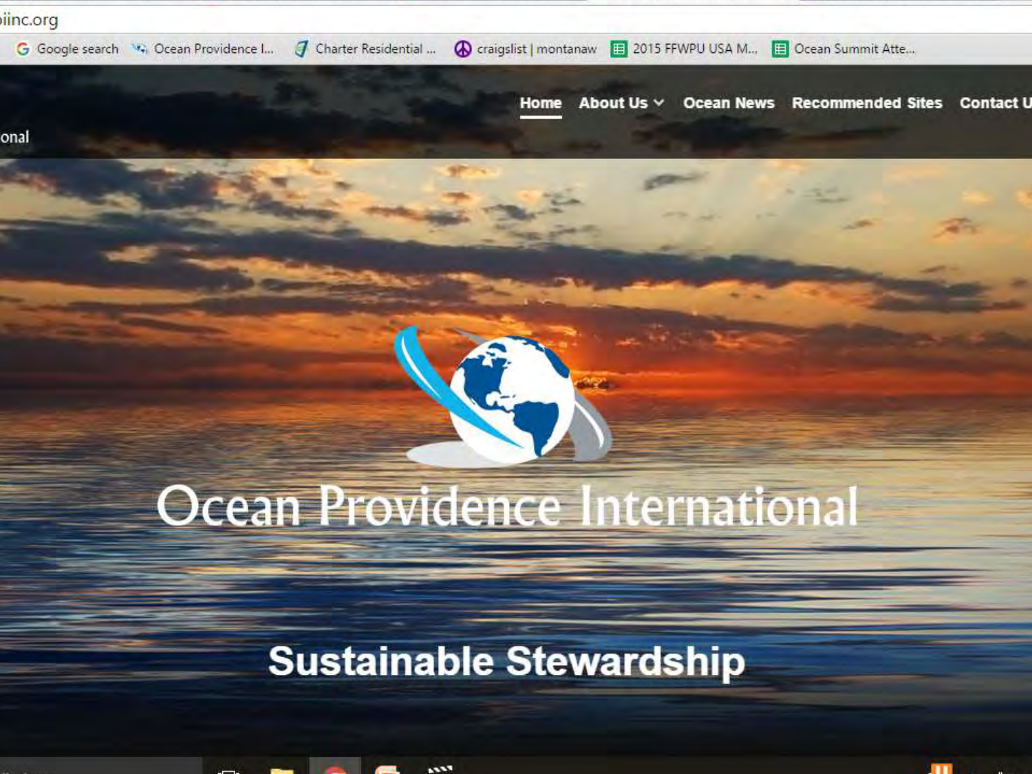piinc.org

Google search | Ocean Providence I... | Charter Residential ... | craigslist | montanaw | 2015 FFWPU USA M... | Ocean Summit Atte...

Home | About Us | Ocean News | Recommended Sites | Contact U

onal

# Ocean Providence International

## Sustainable Stewardship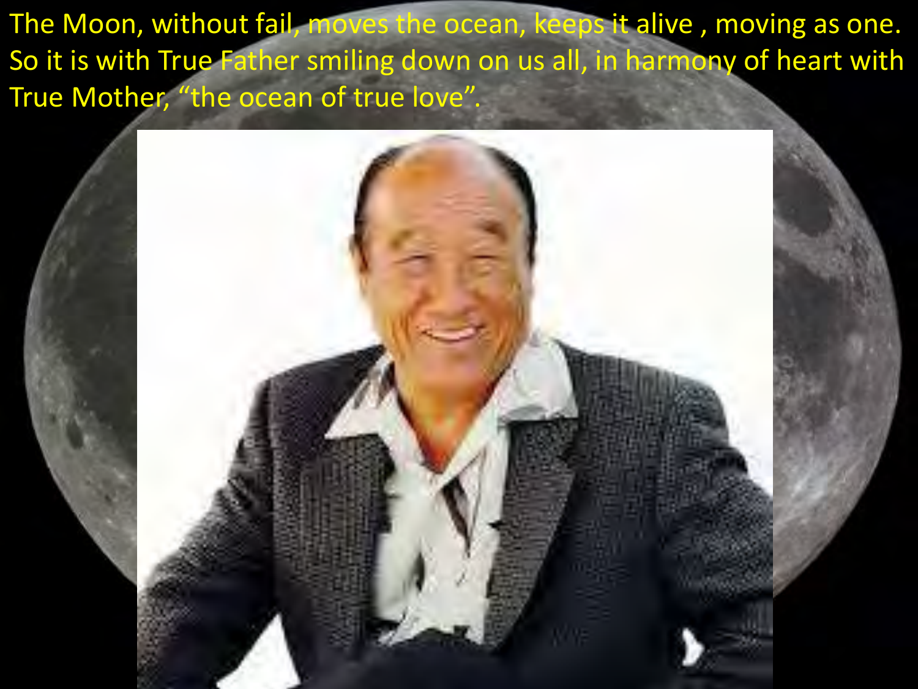The Moon, without fail, moves the ocean, keeps it alive , moving as one. So it is with True Father smiling down on us all, in harmony of heart with True Mother, "the ocean of true love".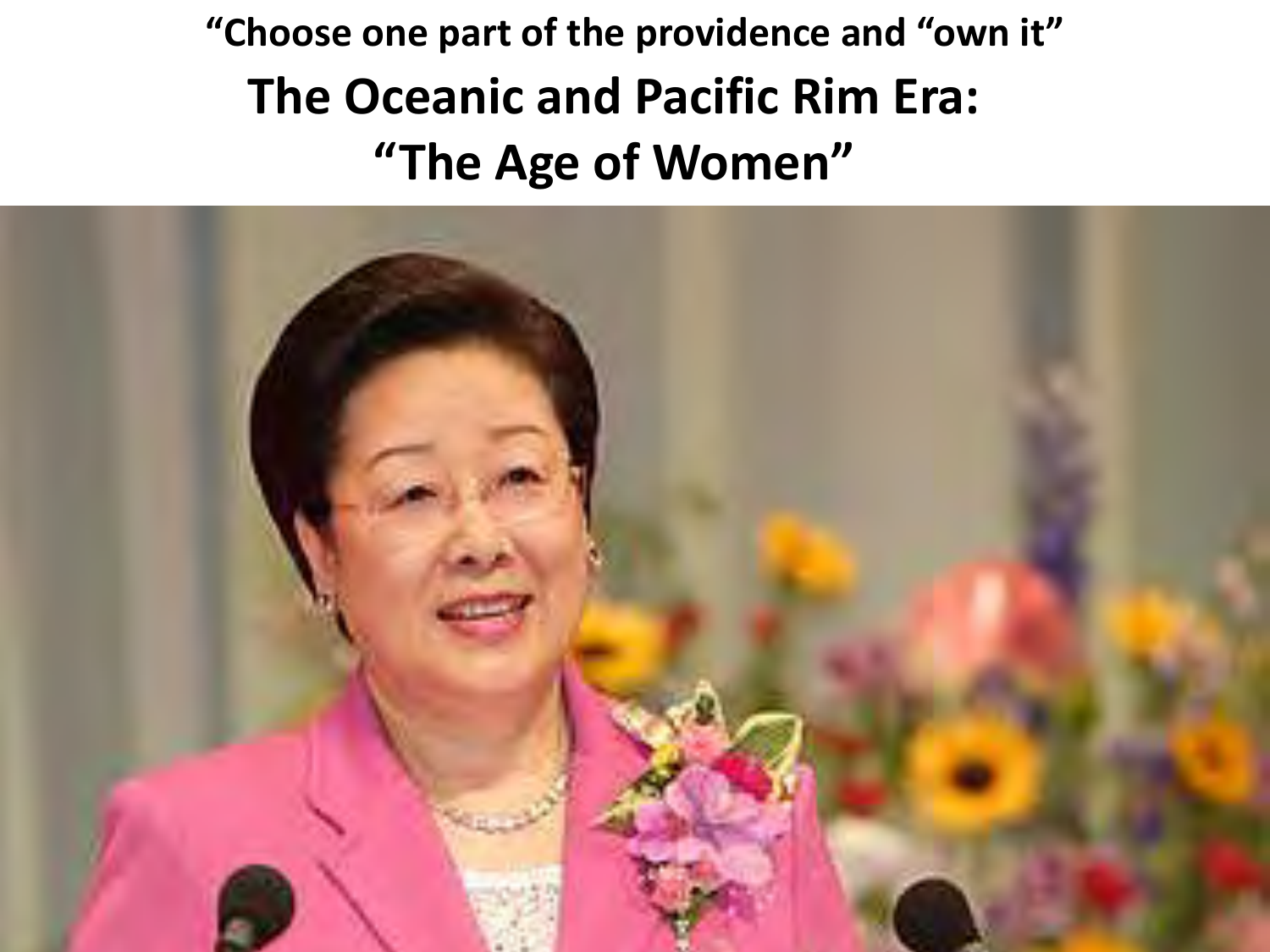**"Choose one part of the providence and "own it"**

# The Oceanic and Pacific Rim Era: "The Age of Women"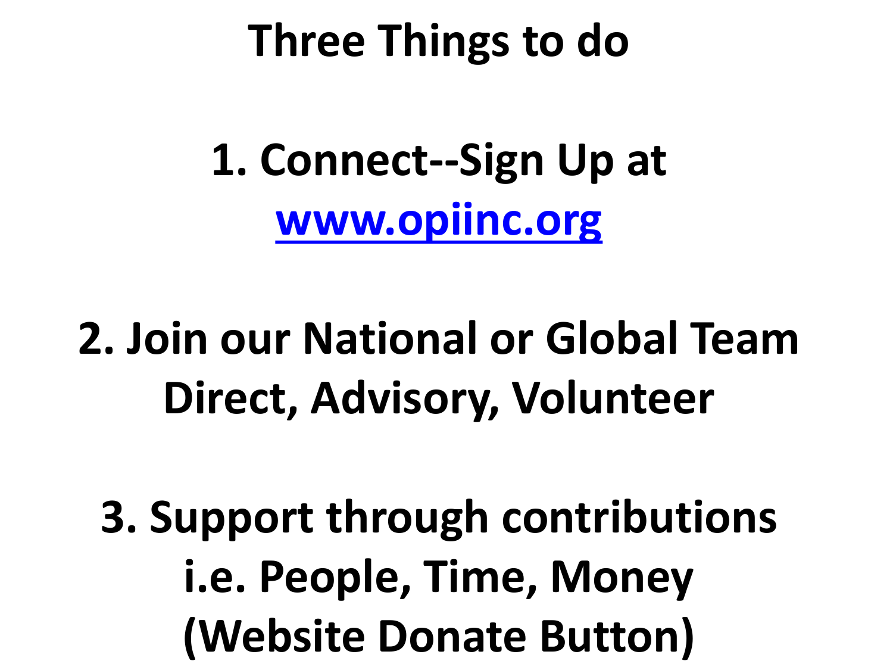# Three Things to do

**1. Connect--Sign Up at [www.opiinc.org](http://www.opiinc.org)**

**2. Join our National or Global Team Direct, Advisory, Volunteer**

**3. Support through contributions i.e. People, Time, Money (Website Donate Button)**